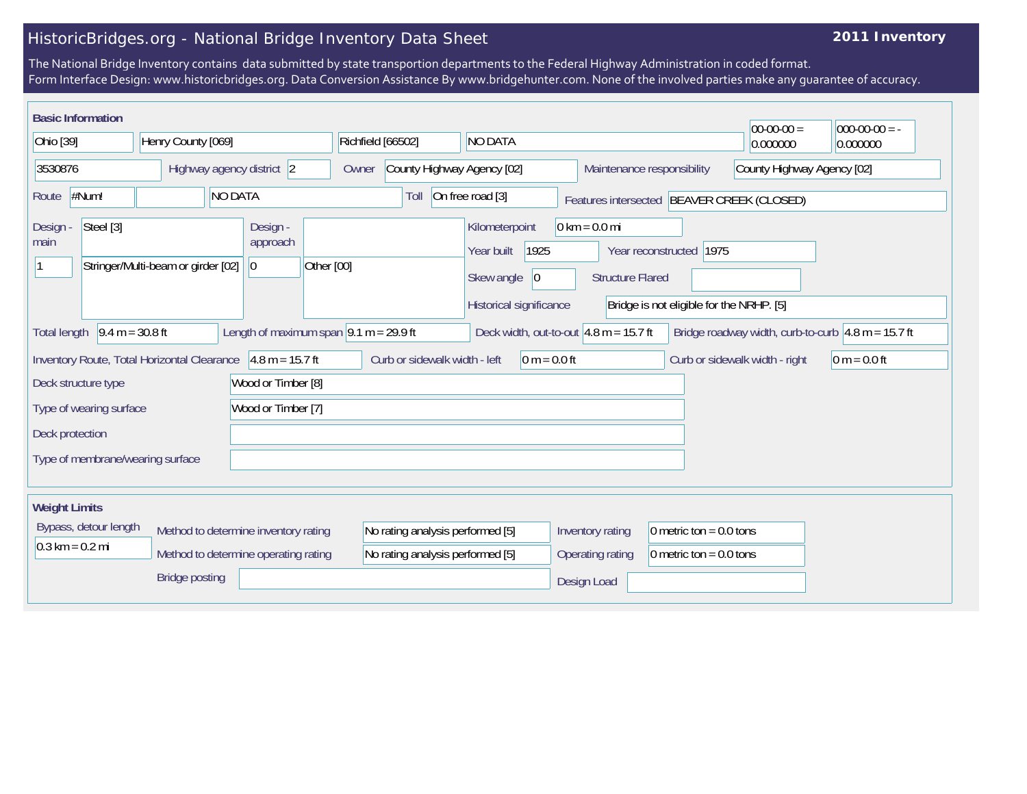# HistoricBridges.org - National Bridge Inventory Data Sheet

**2011 Inventory**

The National Bridge Inventory contains data submitted by state transportion departments to the Federal Highway Administration in coded format.
Form Interface Design: www.historicbridges.org. Data Conversion Assistance By www.bridgehunter.com. None of the involved parties make any guarantee of accuracy.

## Basic Information

| | |
|---|---|
| State | Ohio [39] |
| County | Henry County [069] |
| Place | Richfield [66502] |
| Location | NO DATA |
| Latitude | 00-00-00 = 0.000000 |
| Longitude | 000-00-00 = -0.000000 |
| Structure number | 3530876 |
| Highway agency district | 2 |
| Owner | County Highway Agency [02] |
| Maintenance responsibility | County Highway Agency [02] |
| Route | #Num! |
| Facility | NO DATA |
| Toll | On free road [3] |
| Features intersected | BEAVER CREEK (CLOSED) |
| Design - main | Steel [3] |
| Design - main (spans) | 1 |
| Design - main (type) | Stringer/Multi-beam or girder [02] |
| Design - approach (spans) | 0 |
| Design - approach (type) | Other [00] |
| Kilometerpoint | 0 km = 0.0 mi |
| Year built | 1925 |
| Year reconstructed | 1975 |
| Skew angle | 0 |
| Structure Flared | |
| Historical significance | Bridge is not eligible for the NRHP. [5] |
| Total length | 9.4 m = 30.8 ft |
| Length of maximum span | 9.1 m = 29.9 ft |
| Deck width, out-to-out | 4.8 m = 15.7 ft |
| Bridge roadway width, curb-to-curb | 4.8 m = 15.7 ft |
| Inventory Route, Total Horizontal Clearance | 4.8 m = 15.7 ft |
| Curb or sidewalk width - left | 0 m = 0.0 ft |
| Curb or sidewalk width - right | 0 m = 0.0 ft |
| Deck structure type | Wood or Timber [8] |
| Type of wearing surface | Wood or Timber [7] |
| Deck protection | |
| Type of membrane/wearing surface | |

## Weight Limits

| | |
|---|---|
| Bypass, detour length | 0.3 km = 0.2 mi |
| Method to determine inventory rating | No rating analysis performed [5] |
| Method to determine operating rating | No rating analysis performed [5] |
| Inventory rating | 0 metric ton = 0.0 tons |
| Operating rating | 0 metric ton = 0.0 tons |
| Bridge posting | |
| Design Load | |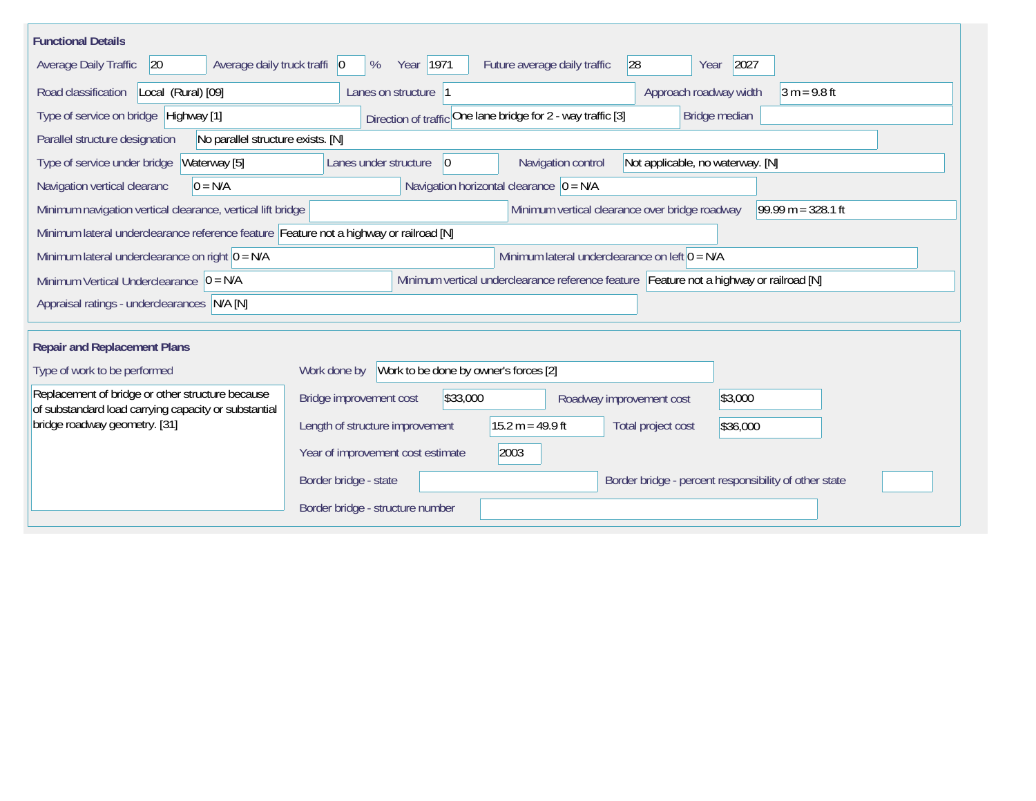## Functional Details

| Field | Value |
|---|---|
| Average Daily Traffic | 20 |
| Average daily truck traffi | 0 % |
| Year | 1971 |
| Future average daily traffic | 28 |
| Year | 2027 |
| Road classification | Local (Rural) [09] |
| Lanes on structure | 1 |
| Approach roadway width | 3 m = 9.8 ft |
| Type of service on bridge | Highway [1] |
| Direction of traffic | One lane bridge for 2 - way traffic [3] |
| Bridge median | |
| Parallel structure designation | No parallel structure exists. [N] |
| Type of service under bridge | Waterway [5] |
| Lanes under structure | 0 |
| Navigation control | Not applicable, no waterway. [N] |
| Navigation vertical clearanc | 0 = N/A |
| Navigation horizontal clearance | 0 = N/A |
| Minimum navigation vertical clearance, vertical lift bridge | |
| Minimum vertical clearance over bridge roadway | 99.99 m = 328.1 ft |
| Minimum lateral underclearance reference feature | Feature not a highway or railroad [N] |
| Minimum lateral underclearance on right | 0 = N/A |
| Minimum lateral underclearance on left | 0 = N/A |
| Minimum Vertical Underclearance | 0 = N/A |
| Minimum vertical underclearance reference feature | Feature not a highway or railroad [N] |
| Appraisal ratings - underclearances | N/A [N] |

## Repair and Replacement Plans

| Field | Value |
|---|---|
| Type of work to be performed | Replacement of bridge or other structure because of substandard load carrying capacity or substantial bridge roadway geometry. [31] |
| Work done by | Work to be done by owner's forces [2] |
| Bridge improvement cost | $33,000 |
| Roadway improvement cost | $3,000 |
| Length of structure improvement | 15.2 m = 49.9 ft |
| Total project cost | $36,000 |
| Year of improvement cost estimate | 2003 |
| Border bridge - state | |
| Border bridge - percent responsibility of other state | |
| Border bridge - structure number | |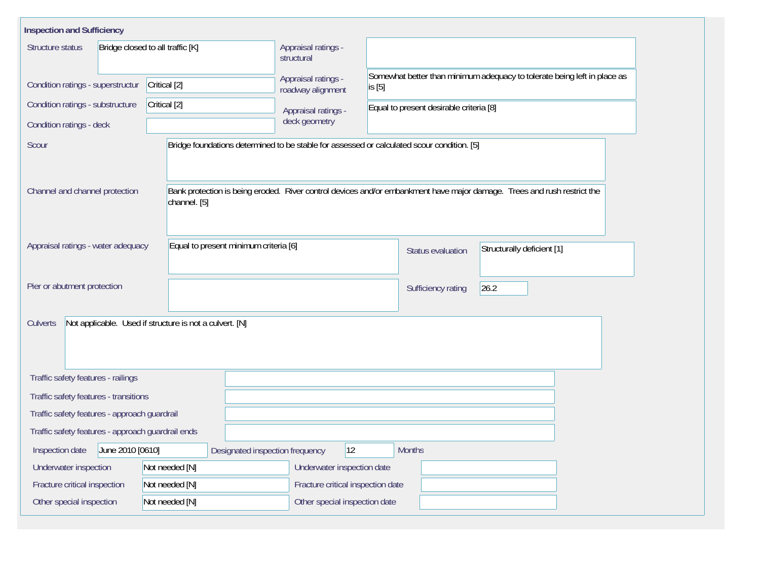## Inspection and Sufficiency

| Field | Value |
| --- | --- |
| Structure status | Bridge closed to all traffic [K] |
| Condition ratings - superstructur | Critical [2] |
| Condition ratings - substructure | Critical [2] |
| Condition ratings - deck | |
| Appraisal ratings - structural | |
| Appraisal ratings - roadway alignment | Somewhat better than minimum adequacy to tolerate being left in place as is [5] |
| Appraisal ratings - deck geometry | Equal to present desirable criteria [8] |
| Scour | Bridge foundations determined to be stable for assessed or calculated scour condition. [5] |
| Channel and channel protection | Bank protection is being eroded. River control devices and/or embankment have major damage. Trees and rush restrict the channel. [5] |
| Appraisal ratings - water adequacy | Equal to present minimum criteria [6] |
| Status evaluation | Structurally deficient [1] |
| Pier or abutment protection | |
| Sufficiency rating | 26.2 |
| Culverts | Not applicable. Used if structure is not a culvert. [N] |
| Traffic safety features - railings | |
| Traffic safety features - transitions | |
| Traffic safety features - approach guardrail | |
| Traffic safety features - approach guardrail ends | |
| Inspection date | June 2010 [0610] |
| Designated inspection frequency | 12 Months |
| Underwater inspection | Not needed [N] |
| Underwater inspection date | |
| Fracture critical inspection | Not needed [N] |
| Fracture critical inspection date | |
| Other special inspection | Not needed [N] |
| Other special inspection date | |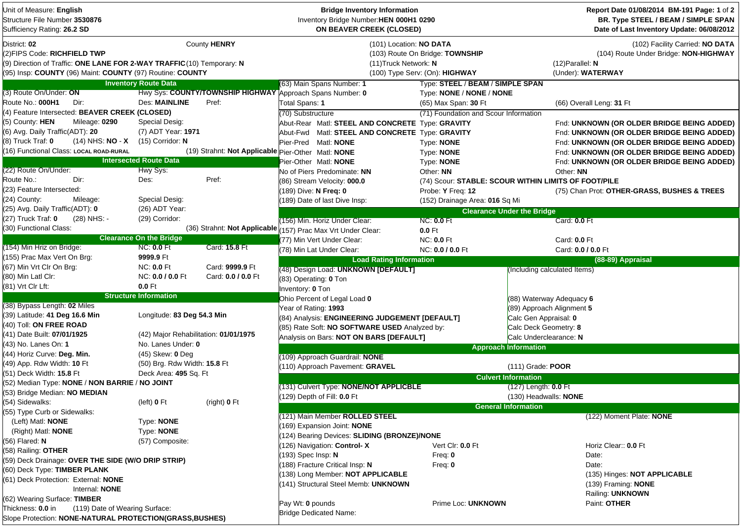Unit of Measure: **English**
Structure File Number **3530876**
Sufficiency Rating: **26.2 SD**

**Bridge Inventory Information**
Inventory Bridge Number:**HEN 000H1 0290**
**ON BEAVER CREEK (CLOSED)**

**Report Date 01/08/2014 BM-191 Page: 1 of 2**
**BR. Type STEEL / BEAM / SIMPLE SPAN**
**Date of Last Inventory Update: 06/08/2012**

District: **02** County **HENRY**
(2)FIPS Code: **RICHFIELD TWP**
(9) Direction of Traffic: **ONE LANE FOR 2-WAY TRAFFIC** (10) Temporary: **N**
(95) Insp: **COUNTY** (96) Maint: **COUNTY** (97) Routine: **COUNTY**

(101) Location: **NO DATA**
(103) Route On Bridge: **TOWNSHIP**
(11)Truck Network: **N**
(100) Type Serv: (On): **HIGHWAY**

(102) Facility Carried: **NO DATA**
(104) Route Under Bridge: **NON-HIGHWAY**
(12)Parallel: **N**
(Under): **WATERWAY**

## Inventory Route Data

(3) Route On/Under: **ON** Hwy Sys: **COUNTY/TOWNSHIP HIGHWAY**
Route No.: **000H1** Dir: Des: **MAINLINE** Pref:
(4) Feature Intersected: **BEAVER CREEK (CLOSED)**
(5) County: **HEN** Mileage: **0290** Special Desig:
(6) Avg. Daily Traffic(ADT): **20** (7) ADT Year: **1971**
(8) Truck Traf: **0** (14) NHS: **NO - X** (15) Corridor: **N**
(16) Functional Class: **LOCAL ROAD-RURAL** (19) Strahnt: **Not Applicable**

## Intersected Route Data

(22) Route On/Under: Hwy Sys:
Route No.: Dir: Des: Pref:
(23) Feature Intersected:
(24) County: Mileage: Special Desig:
(25) Avg. Daily Traffic(ADT): **0** (26) ADT Year:
(27) Truck Traf: **0** (28) NHS: **-** (29) Corridor:
(30) Functional Class: (36) Strahnt: **Not Applicable**

## Clearance On the Bridge

(154) Min Hriz on Bridge: NC: **0.0** Ft Card: **15.8** Ft
(155) Prac Max Vert On Brg: **9999.9** Ft
(67) Min Vrt Clr On Brg: NC: **0.0** Ft Card: **9999.9** Ft
(80) Min Latl Clr: NC: **0.0 / 0.0** Ft Card: **0.0 / 0.0** Ft
(81) Vrt Clr Lft: **0.0** Ft

## Structure Information

(38) Bypass Length: **02** Miles
(39) Latitude: **41 Deg 16.6 Min** Longitude: **83 Deg 54.3 Min**
(40) Toll: **ON FREE ROAD**
(41) Date Built: **07/01/1925** (42) Major Rehabilitation: **01/01/1975**
(43) No. Lanes On: **1** No. Lanes Under: **0**
(44) Horiz Curve: **Deg. Min.** (45) Skew: **0** Deg
(49) App. Rdw Width: **10** Ft (50) Brg. Rdw Width: **15.8** Ft
(51) Deck Width: **15.8** Ft Deck Area: **495** Sq. Ft
(52) Median Type: **NONE / NON BARRIE / NO JOINT**
(53) Bridge Median: **NO MEDIAN**
(54) Sidewalks: (left) **0** Ft (right) **0** Ft
(55) Type Curb or Sidewalks:
(Left) Matl: **NONE** Type: **NONE**
(Right) Matl: **NONE** Type: **NONE**
(56) Flared: **N** (57) Composite:
(58) Railing: **OTHER**
(59) Deck Drainage: **OVER THE SIDE (W/O DRIP STRIP)**
(60) Deck Type: **TIMBER PLANK**
(61) Deck Protection: External: **NONE**
Internal: **NONE**
(62) Wearing Surface: **TIMBER**
Thickness: **0.0** in (119) Date of Wearing Surface:
Slope Protection: **NONE-NATURAL PROTECTION(GRASS,BUSHES)**

(63) Main Spans Number: **1** Type: **STEEL / BEAM / SIMPLE SPAN**
Approach Spans Number: **0** Type: **NONE / NONE / NONE**
Total Spans: **1** (65) Max Span: **30** Ft (66) Overall Leng: **31** Ft

| (70) Substructure | | (71) Foundation and Scour Information | |
|---|---|---|---|
| Abut-Rear | Matl: **STEEL AND CONCRETE** | Type: **GRAVITY** | Fnd: **UNKNOWN (OR OLDER BRIDGE BEING ADDED)** |
| Abut-Fwd | Matl: **STEEL AND CONCRETE** | Type: **GRAVITY** | Fnd: **UNKNOWN (OR OLDER BRIDGE BEING ADDED)** |
| Pier-Pred | Matl: **NONE** | Type: **NONE** | Fnd: **UNKNOWN (OR OLDER BRIDGE BEING ADDED)** |
| Pier-Other | Matl: **NONE** | Type: **NONE** | Fnd: **UNKNOWN (OR OLDER BRIDGE BEING ADDED)** |
| Pier-Other | Matl: **NONE** | Type: **NONE** | Fnd: **UNKNOWN (OR OLDER BRIDGE BEING ADDED)** |

No of Piers Predominate: **NN** Other: **NN** Other: **NN**
(86) Stream Velocity: **000.0** (74) Scour: **STABLE: SCOUR WITHIN LIMITS OF FOOT/PILE**
(189) Dive: **N** Freq: **0** Probe: **Y** Freq: **12** (75) Chan Prot: **OTHER-GRASS, BUSHES & TREES**
(189) Date of last Dive Insp: (152) Drainage Area: **016** Sq Mi

## Clearance Under the Bridge

(156) Min. Horiz Under Clear: NC: **0.0** Ft Card: **0.0** Ft
(157) Prac Max Vrt Under Clear: **0.0** Ft
(77) Min Vert Under Clear: NC: **0.0** Ft Card: **0.0** Ft
(78) Min Lat Under Clear: NC: **0.0 / 0.0** Ft Card: **0.0 / 0.0** Ft

## Load Rating Information

(48) Design Load: **UNKNOWN [DEFAULT]**
(83) Operating: **0** Ton
Inventory: **0** Ton
Ohio Percent of Legal Load **0**
Year of Rating: **1993**
(84) Analysis: **ENGINEERING JUDGEMENT [DEFAULT]**
(85) Rate Soft: **NO SOFTWARE USED** Analyzed by:
Analysis on Bars: **NOT ON BARS [DEFAULT]**

## (88-89) Appraisal

(Including calculated Items)
(88) Waterway Adequacy **6**
(89) Approach Alignment **5**
Calc Gen Appraisal: **0**
Calc Deck Geometry: **8**
Calc Underclearance: **N**

## Approach Information

(109) Approach Guardrail: **NONE**
(110) Approach Pavement: **GRAVEL** (111) Grade: **POOR**

## Culvert Information

(131) Culvert Type: **NONE/NOT APPLICBLE** (127) Length: **0.0** Ft
(129) Depth of Fill: **0.0** Ft (130) Headwalls: **NONE**

## General Information

(121) Main Member **ROLLED STEEL** (122) Moment Plate: **NONE**
(169) Expansion Joint: **NONE**
(124) Bearing Devices: **SLIDING (BRONZE)/NONE**
(126) Navigation: **Control- X** Vert Clr: **0.0** Ft Horiz Clear:: **0.0** Ft
(193) Spec Insp: **N** Freq: **0** Date:
(188) Fracture Critical Insp: **N** Freq: **0** Date:
(138) Long Member: **NOT APPLICABLE** (135) Hinges: **NOT APPLICABLE**
(141) Structural Steel Memb: **UNKNOWN** (139) Framing: **NONE**
Railing: **UNKNOWN**
Pay Wt: **0** pounds Prime Loc: **UNKNOWN** Paint: **OTHER**
Bridge Dedicated Name: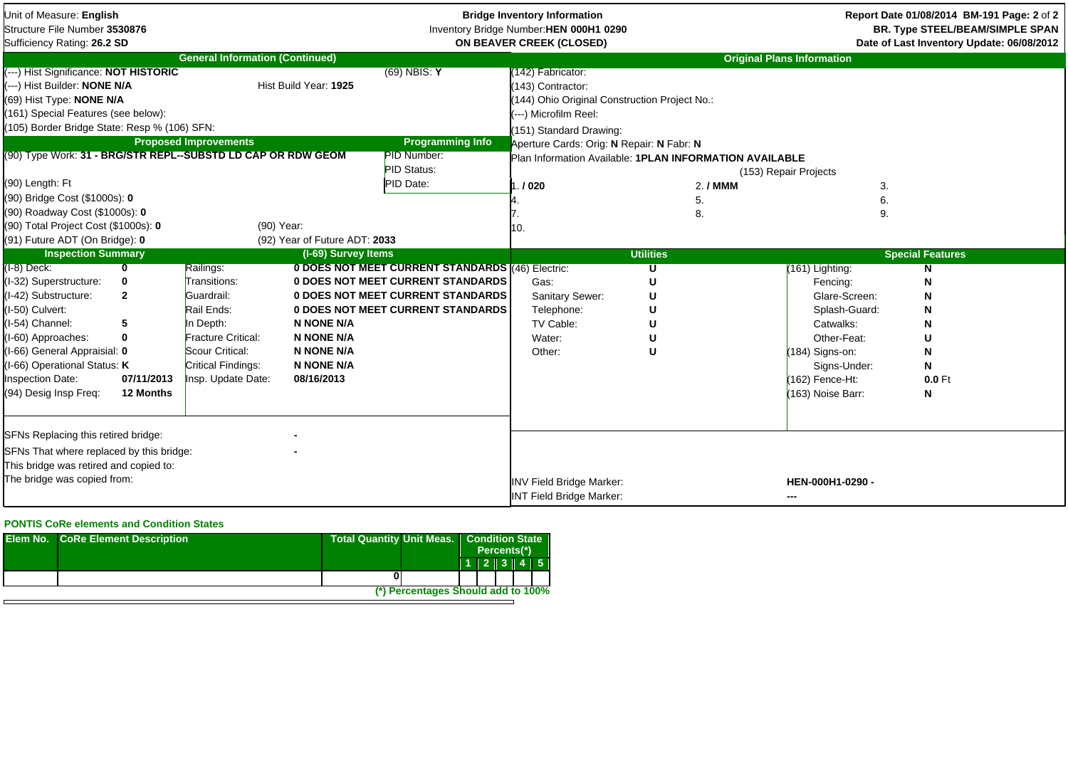Unit of Measure: **English**
Structure File Number **3530876**
Sufficiency Rating: **26.2 SD**

**Bridge Inventory Information**
Inventory Bridge Number: **HEN 000H1 0290**
**ON BEAVER CREEK (CLOSED)**

**Report Date 01/08/2014 BM-191 Page: 2 of 2**
**BR. Type STEEL/BEAM/SIMPLE SPAN**
**Date of Last Inventory Update: 06/08/2012**

## General Information (Continued)

(---) Hist Significance: **NOT HISTORIC** (69) NBIS: **Y**
(---) Hist Builder: **NONE N/A** Hist Build Year: **1925**
(69) Hist Type: **NONE N/A**
(161) Special Features (see below):
(105) Border Bridge State: Resp % (106) SFN:

## Original Plans Information

(142) Fabricator:
(143) Contractor:
(144) Ohio Original Construction Project No.:
(---) Microfilm Reel:
(151) Standard Drawing:
Aperture Cards: Orig: **N** Repair: **N** Fabr: **N**
Plan Information Available: **1PLAN INFORMATION AVAILABLE**

## Proposed Improvements

(90) Type Work: **31 - BRG/STR REPL--SUBSTD LD CAP OR RDW GEOM**
(90) Length: Ft
(90) Bridge Cost ($1000s): **0**
(90) Roadway Cost ($1000s): **0**
(90) Total Project Cost ($1000s): **0** (90) Year:
(91) Future ADT (On Bridge): **0** (92) Year of Future ADT: **2033**

## Programming Info

PID Number:
PID Status:
PID Date:

## (153) Repair Projects

| | | |
|---|---|---|
| 1. **/ 020** | 2. **/ MMM** | 3. |
| 4. | 5. | 6. |
| 7. | 8. | 9. |
| 10. | | |

## Inspection Summary

| | |
|---|---|
| (I-8) Deck: | **0** |
| (I-32) Superstructure: | **0** |
| (I-42) Substructure: | **2** |
| (I-50) Culvert: | |
| (I-54) Channel: | **5** |
| (I-60) Approaches: | **0** |
| (I-66) General Appraisial: | **0** |
| (I-66) Operational Status: | **K** |
| Inspection Date: | **07/11/2013** |
| (94) Desig Insp Freq: | **12 Months** |

## (I-69) Survey Items

| | |
|---|---|
| Railings: | **0 DOES NOT MEET CURRENT STANDARDS** |
| Transitions: | **0 DOES NOT MEET CURRENT STANDARDS** |
| Guardrail: | **0 DOES NOT MEET CURRENT STANDARDS** |
| Rail Ends: | **0 DOES NOT MEET CURRENT STANDARDS** |
| In Depth: | **N NONE N/A** |
| Fracture Critical: | **N NONE N/A** |
| Scour Critical: | **N NONE N/A** |
| Critical Findings: | **N NONE N/A** |
| Insp. Update Date: | **08/16/2013** |

## Utilities

| | |
|---|---|
| (46) Electric: | **U** |
| Gas: | **U** |
| Sanitary Sewer: | **U** |
| Telephone: | **U** |
| TV Cable: | **U** |
| Water: | **U** |
| Other: | **U** |

## Special Features

| | |
|---|---|
| (161) Lighting: | **N** |
| Fencing: | **N** |
| Glare-Screen: | **N** |
| Splash-Guard: | **N** |
| Catwalks: | **N** |
| Other-Feat: | **U** |
| (184) Signs-on: | **N** |
| Signs-Under: | **N** |
| (162) Fence-Ht: | **0.0** Ft |
| (163) Noise Barr: | **N** |

SFNs Replacing this retired bridge: -
SFNs That where replaced by this bridge: -
This bridge was retired and copied to:
The bridge was copied from:

INV Field Bridge Marker: **HEN-000H1-0290 -**
INT Field Bridge Marker: **---**

### PONTIS CoRe elements and Condition States

| Elem No. | CoRe Element Description | Total Quantity | Unit Meas. | Condition State Percents(*) 1 | 2 | 3 | 4 | 5 |
|---|---|---|---|---|---|---|---|---|
| | | 0 | | | | | | |

(*) Percentages Should add to 100%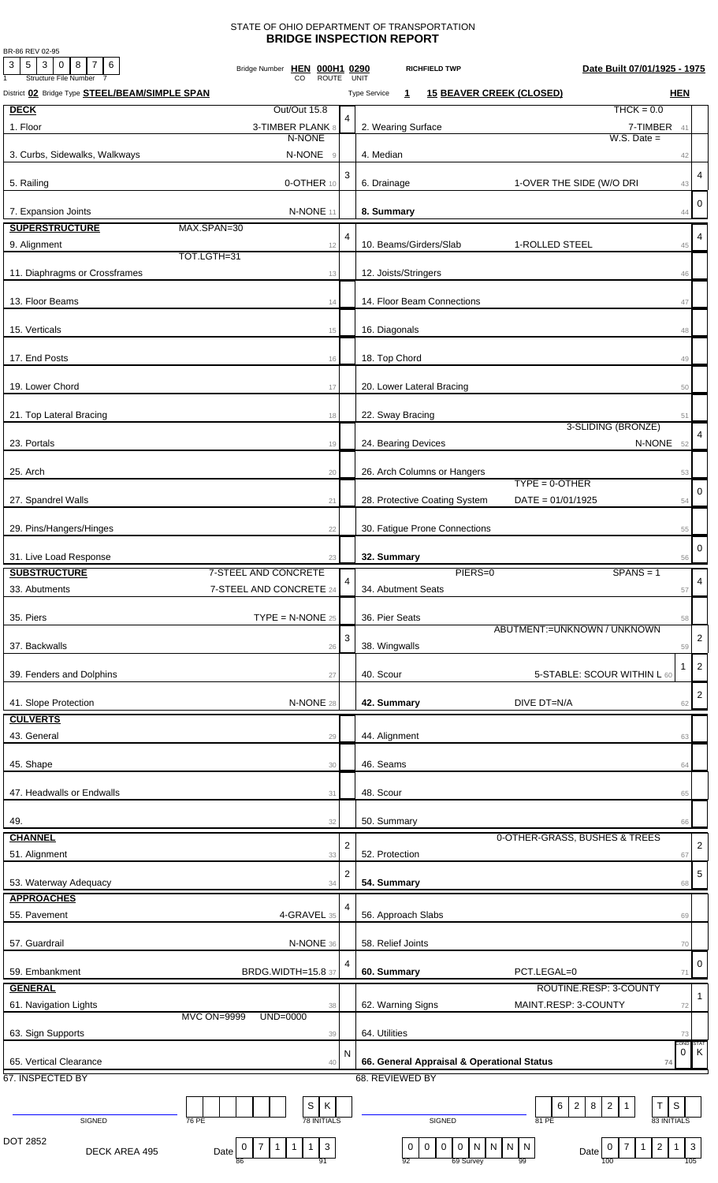STATE OF OHIO DEPARTMENT OF TRANSPORTATION
# BRIDGE INSPECTION REPORT

BR-86 REV 02-95

| 3 | 5 | 3 | 0 | 8 | 7 | 6 |
|---|---|---|---|---|---|---|

Structure File Number

Bridge Number **HEN 000H1 0290** (CO ROUTE UNIT) **RICHFIELD TWP** **Date Built 07/01/1925 - 1975**

District **02** Bridge Type **STEEL/BEAM/SIMPLE SPAN** Type Service **1** **15 BEAVER CREEK (CLOSED)** **HEN**

| Item | Description | Rating | Item | Description | Rating |
|---|---|---|---|---|---|
| **DECK** | Out/Out 15.8 | | | THCK = 0.0 | |
| 1. Floor | 3-TIMBER PLANK 8 | 4 | 2. Wearing Surface | 7-TIMBER 41 | |
| | N-NONE | | | W.S. Date = | |
| 3. Curbs, Sidewalks, Walkways | N-NONE 9 | | 4. Median | 42 | |
| 5. Railing | 0-OTHER 10 | 3 | 6. Drainage | 1-OVER THE SIDE (W/O DRI 43 | 4 |
| 7. Expansion Joints | N-NONE 11 | | **8. Summary** | 44 | 0 |
| **SUPERSTRUCTURE** | MAX.SPAN=30 | | | | |
| 9. Alignment | 12 | 4 | 10. Beams/Girders/Slab | 1-ROLLED STEEL 45 | 4 |
| | TOT.LGTH=31 | | | | |
| 11. Diaphragms or Crossframes | 13 | | 12. Joists/Stringers | 46 | |
| 13. Floor Beams | 14 | | 14. Floor Beam Connections | 47 | |
| 15. Verticals | 15 | | 16. Diagonals | 48 | |
| 17. End Posts | 16 | | 18. Top Chord | 49 | |
| 19. Lower Chord | 17 | | 20. Lower Lateral Bracing | 50 | |
| 21. Top Lateral Bracing | 18 | | 22. Sway Bracing | 51 | |
| | | | | 3-SLIDING (BRONZE) | |
| 23. Portals | 19 | | 24. Bearing Devices | N-NONE 52 | 4 |
| 25. Arch | 20 | | 26. Arch Columns or Hangers | 53 | |
| | | | | TYPE = 0-OTHER | |
| 27. Spandrel Walls | 21 | | 28. Protective Coating System | DATE = 01/01/1925 54 | 0 |
| 29. Pins/Hangers/Hinges | 22 | | 30. Fatigue Prone Connections | 55 | |
| 31. Live Load Response | 23 | | **32. Summary** | 56 | 0 |
| **SUBSTRUCTURE** | 7-STEEL AND CONCRETE | | | PIERS=0 SPANS = 1 | |
| 33. Abutments | 7-STEEL AND CONCRETE 24 | 4 | 34. Abutment Seats | 57 | 4 |
| 35. Piers | TYPE = N-NONE 25 | | 36. Pier Seats | 58 | |
| | | | | ABUTMENT:=UNKNOWN / UNKNOWN | |
| 37. Backwalls | 26 | 3 | 38. Wingwalls | 59 | 2 |
| 39. Fenders and Dolphins | 27 | | 40. Scour | 5-STABLE: SCOUR WITHIN L 60 | 1 / 2 |
| 41. Slope Protection | N-NONE 28 | | **42. Summary** | DIVE DT=N/A 62 | 2 |
| **CULVERTS** | | | | | |
| 43. General | 29 | | 44. Alignment | 63 | |
| 45. Shape | 30 | | 46. Seams | 64 | |
| 47. Headwalls or Endwalls | 31 | | 48. Scour | 65 | |
| 49. | 32 | | 50. Summary | 66 | |
| **CHANNEL** | | | | 0-OTHER-GRASS, BUSHES & TREES | |
| 51. Alignment | 33 | 2 | 52. Protection | 67 | 2 |
| 53. Waterway Adequacy | 34 | 2 | **54. Summary** | 68 | 5 |
| **APPROACHES** | | | | | |
| 55. Pavement | 4-GRAVEL 35 | 4 | 56. Approach Slabs | 69 | |
| 57. Guardrail | N-NONE 36 | | 58. Relief Joints | 70 | |
| 59. Embankment | BRDG.WIDTH=15.8 37 | 4 | **60. Summary** | PCT.LEGAL=0 71 | 0 |
| **GENERAL** | | | | ROUTINE.RESP: 3-COUNTY | |
| 61. Navigation Lights | 38 | | 62. Warning Signs | MAINT.RESP: 3-COUNTY 72 | 1 |
| | MVC ON=9999 UND=0000 | | | | |
| 63. Sign Supports | 39 | | 64. Utilities | 73 | |
| 65. Vertical Clearance | 40 | N | **66. General Appraisal & Operational Status** | 74 | COND 0 / STAT K |

67. INSPECTED BY

SIGNED ______ 76 PE ______ 78 INITIALS: S K

68. REVIEWED BY

SIGNED ______ 81 PE: 6 2 8 2 1 ______ 83 INITIALS: T S

DOT 2852

DECK AREA 495

Date (86–91): 0 7 1 1 1 3

92–99 (69 Survey): 0 0 0 0 N N N N

Date (100–105): 0 7 1 2 1 3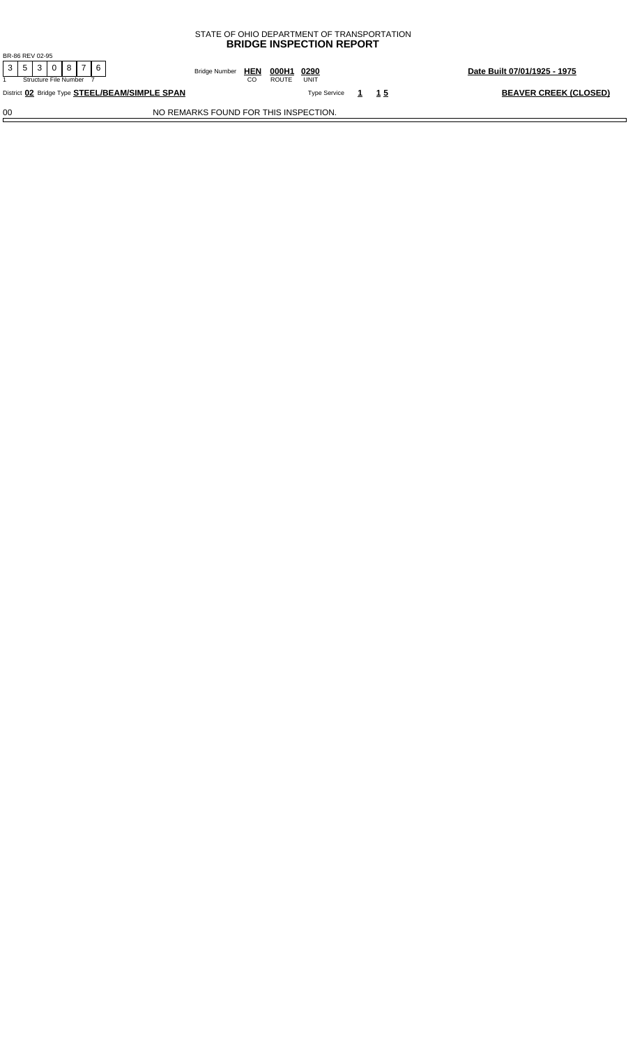STATE OF OHIO DEPARTMENT OF TRANSPORTATION
**BRIDGE INSPECTION REPORT**

BR-86 REV 02-95

| 3 | 5 | 3 | 0 | 8 | 7 | 6 |
|---|---|---|---|---|---|---|

1 Structure File Number 7

Bridge Number **HEN** **000H1** **0290**
CO ROUTE UNIT

**Date Built 07/01/1925 - 1975**

District **02** Bridge Type **STEEL/BEAM/SIMPLE SPAN**

Type Service **1** **1 5**

**BEAVER CREEK (CLOSED)**

00 NO REMARKS FOUND FOR THIS INSPECTION.